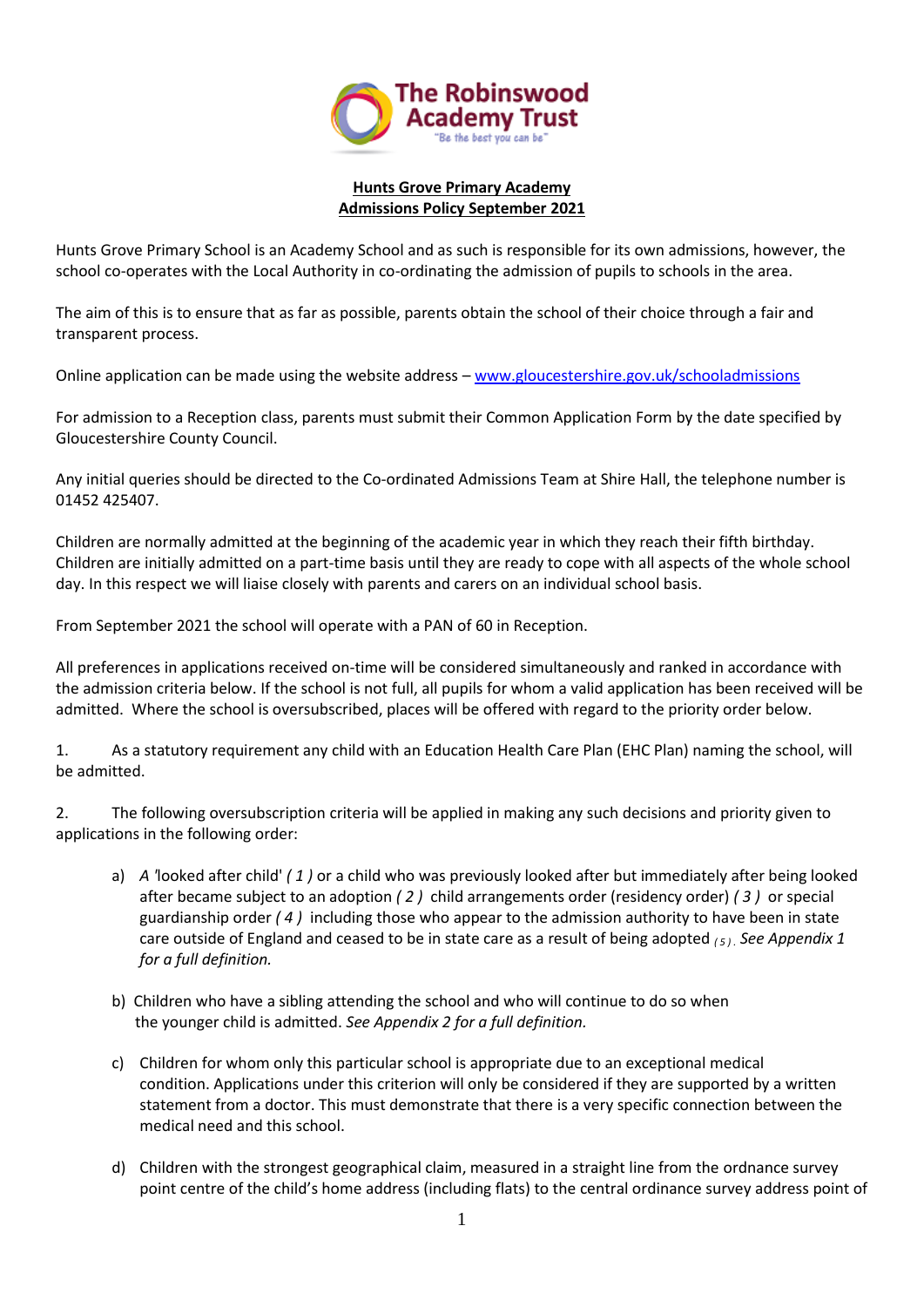**Hunts Grove Primary Academy**
**Admissions Policy September 2021**

Hunts Grove Primary School is an Academy School and as such is responsible for its own admissions, however, the school co-operates with the Local Authority in co-ordinating the admission of pupils to schools in the area.

The aim of this is to ensure that as far as possible, parents obtain the school of their choice through a fair and transparent process.

Online application can be made using the website address – www.gloucestershire.gov.uk/schooladmissions

For admission to a Reception class, parents must submit their Common Application Form by the date specified by Gloucestershire County Council.

Any initial queries should be directed to the Co-ordinated Admissions Team at Shire Hall, the telephone number is 01452 425407.

Children are normally admitted at the beginning of the academic year in which they reach their fifth birthday. Children are initially admitted on a part-time basis until they are ready to cope with all aspects of the whole school day. In this respect we will liaise closely with parents and carers on an individual school basis.

From September 2021 the school will operate with a PAN of 60 in Reception.

All preferences in applications received on-time will be considered simultaneously and ranked in accordance with the admission criteria below. If the school is not full, all pupils for whom a valid application has been received will be admitted. Where the school is oversubscribed, places will be offered with regard to the priority order below.

1. As a statutory requirement any child with an Education Health Care Plan (EHC Plan) naming the school, will be admitted.

2. The following oversubscription criteria will be applied in making any such decisions and priority given to applications in the following order:

   a) *A* 'looked after child' *( 1 )* or a child who was previously looked after but immediately after being looked after became subject to an adoption *( 2 )* child arrangements order (residency order) *( 3 )* or special guardianship order *( 4 )* including those who appear to the admission authority to have been in state care outside of England and ceased to be in state care as a result of being adopted *( 5 )*. *See Appendix 1 for a full definition.*

   b) Children who have a sibling attending the school and who will continue to do so when the younger child is admitted. *See Appendix 2 for a full definition.*

   c) Children for whom only this particular school is appropriate due to an exceptional medical condition. Applications under this criterion will only be considered if they are supported by a written statement from a doctor. This must demonstrate that there is a very specific connection between the medical need and this school.

   d) Children with the strongest geographical claim, measured in a straight line from the ordnance survey point centre of the child's home address (including flats) to the central ordnance survey address point of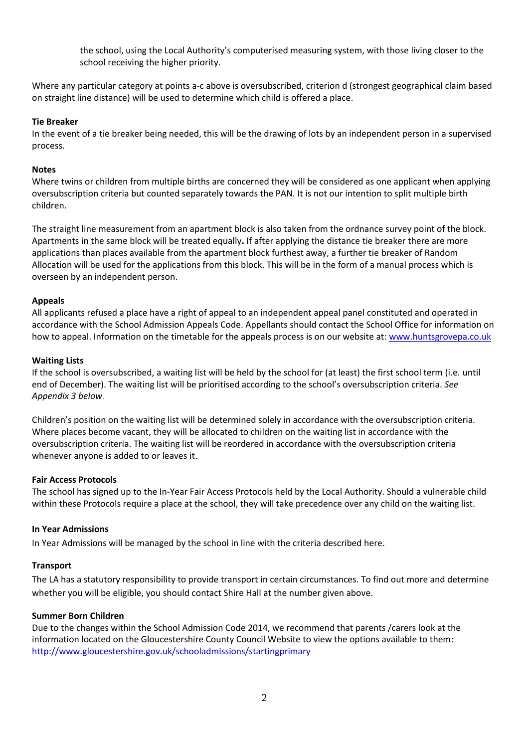the school, using the Local Authority's computerised measuring system, with those living closer to the school receiving the higher priority.

Where any particular category at points a-c above is oversubscribed, criterion d (strongest geographical claim based on straight line distance) will be used to determine which child is offered a place.

**Tie Breaker**

In the event of a tie breaker being needed, this will be the drawing of lots by an independent person in a supervised process.

**Notes**

Where twins or children from multiple births are concerned they will be considered as one applicant when applying oversubscription criteria but counted separately towards the PAN. It is not our intention to split multiple birth children.

The straight line measurement from an apartment block is also taken from the ordnance survey point of the block. Apartments in the same block will be treated equally**.** If after applying the distance tie breaker there are more applications than places available from the apartment block furthest away, a further tie breaker of Random Allocation will be used for the applications from this block. This will be in the form of a manual process which is overseen by an independent person.

**Appeals**

All applicants refused a place have a right of appeal to an independent appeal panel constituted and operated in accordance with the School Admission Appeals Code. Appellants should contact the School Office for information on how to appeal. Information on the timetable for the appeals process is on our website at: [www.huntsgrovepa.co.uk](www.huntsgrovepa.co.uk)

**Waiting Lists**

If the school is oversubscribed, a waiting list will be held by the school for (at least) the first school term (i.e. until end of December). The waiting list will be prioritised according to the school's oversubscription criteria. *See Appendix 3 below*.

Children's position on the waiting list will be determined solely in accordance with the oversubscription criteria. Where places become vacant, they will be allocated to children on the waiting list in accordance with the oversubscription criteria. The waiting list will be reordered in accordance with the oversubscription criteria whenever anyone is added to or leaves it.

**Fair Access Protocols**

The school has signed up to the In-Year Fair Access Protocols held by the Local Authority. Should a vulnerable child within these Protocols require a place at the school, they will take precedence over any child on the waiting list.

**In Year Admissions**

In Year Admissions will be managed by the school in line with the criteria described here.

**Transport**

The LA has a statutory responsibility to provide transport in certain circumstances. To find out more and determine whether you will be eligible, you should contact Shire Hall at the number given above.

**Summer Born Children**

Due to the changes within the School Admission Code 2014, we recommend that parents /carers look at the information located on the Gloucestershire County Council Website to view the options available to them: [http://www.gloucestershire.gov.uk/schooladmissions/startingprimary](http://www.gloucestershire.gov.uk/schooladmissions/startingprimary)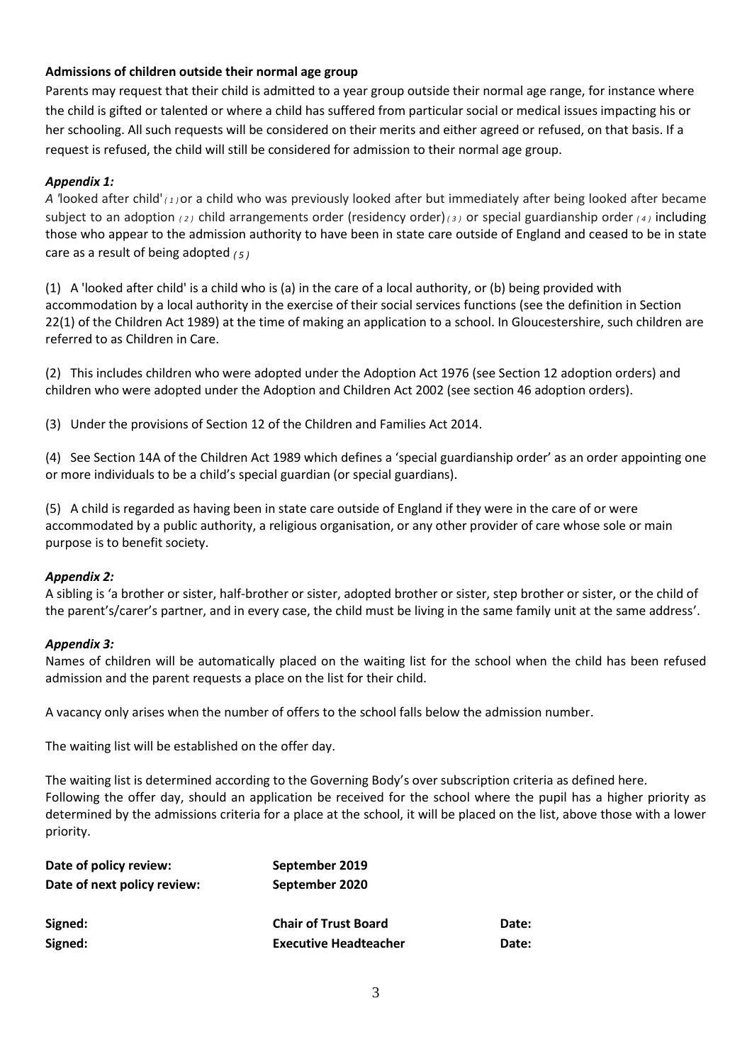**Admissions of children outside their normal age group**

Parents may request that their child is admitted to a year group outside their normal age range, for instance where the child is gifted or talented or where a child has suffered from particular social or medical issues impacting his or her schooling. All such requests will be considered on their merits and either agreed or refused, on that basis. If a request is refused, the child will still be considered for admission to their normal age group.

***Appendix 1:***

*A '*looked after child' (1) or a child who was previously looked after but immediately after being looked after became subject to an adoption (2) child arrangements order (residency order) (3) or special guardianship order (4) including those who appear to the admission authority to have been in state care outside of England and ceased to be in state care as a result of being adopted (5)

(1) A 'looked after child' is a child who is (a) in the care of a local authority, or (b) being provided with accommodation by a local authority in the exercise of their social services functions (see the definition in Section 22(1) of the Children Act 1989) at the time of making an application to a school. In Gloucestershire, such children are referred to as Children in Care.

(2) This includes children who were adopted under the Adoption Act 1976 (see Section 12 adoption orders) and children who were adopted under the Adoption and Children Act 2002 (see section 46 adoption orders).

(3) Under the provisions of Section 12 of the Children and Families Act 2014.

(4) See Section 14A of the Children Act 1989 which defines a 'special guardianship order' as an order appointing one or more individuals to be a child's special guardian (or special guardians).

(5) A child is regarded as having been in state care outside of England if they were in the care of or were accommodated by a public authority, a religious organisation, or any other provider of care whose sole or main purpose is to benefit society.

***Appendix 2:***

A sibling is 'a brother or sister, half-brother or sister, adopted brother or sister, step brother or sister, or the child of the parent's/carer's partner, and in every case, the child must be living in the same family unit at the same address'.

***Appendix 3:***

Names of children will be automatically placed on the waiting list for the school when the child has been refused admission and the parent requests a place on the list for their child.

A vacancy only arises when the number of offers to the school falls below the admission number.

The waiting list will be established on the offer day.

The waiting list is determined according to the Governing Body's over subscription criteria as defined here. Following the offer day, should an application be received for the school where the pupil has a higher priority as determined by the admissions criteria for a place at the school, it will be placed on the list, above those with a lower priority.

| | | |
|---|---|---|
| **Date of policy review:** | **September 2019** | |
| **Date of next policy review:** | **September 2020** | |
| **Signed:** | **Chair of Trust Board** | **Date:** |
| **Signed:** | **Executive Headteacher** | **Date:** |